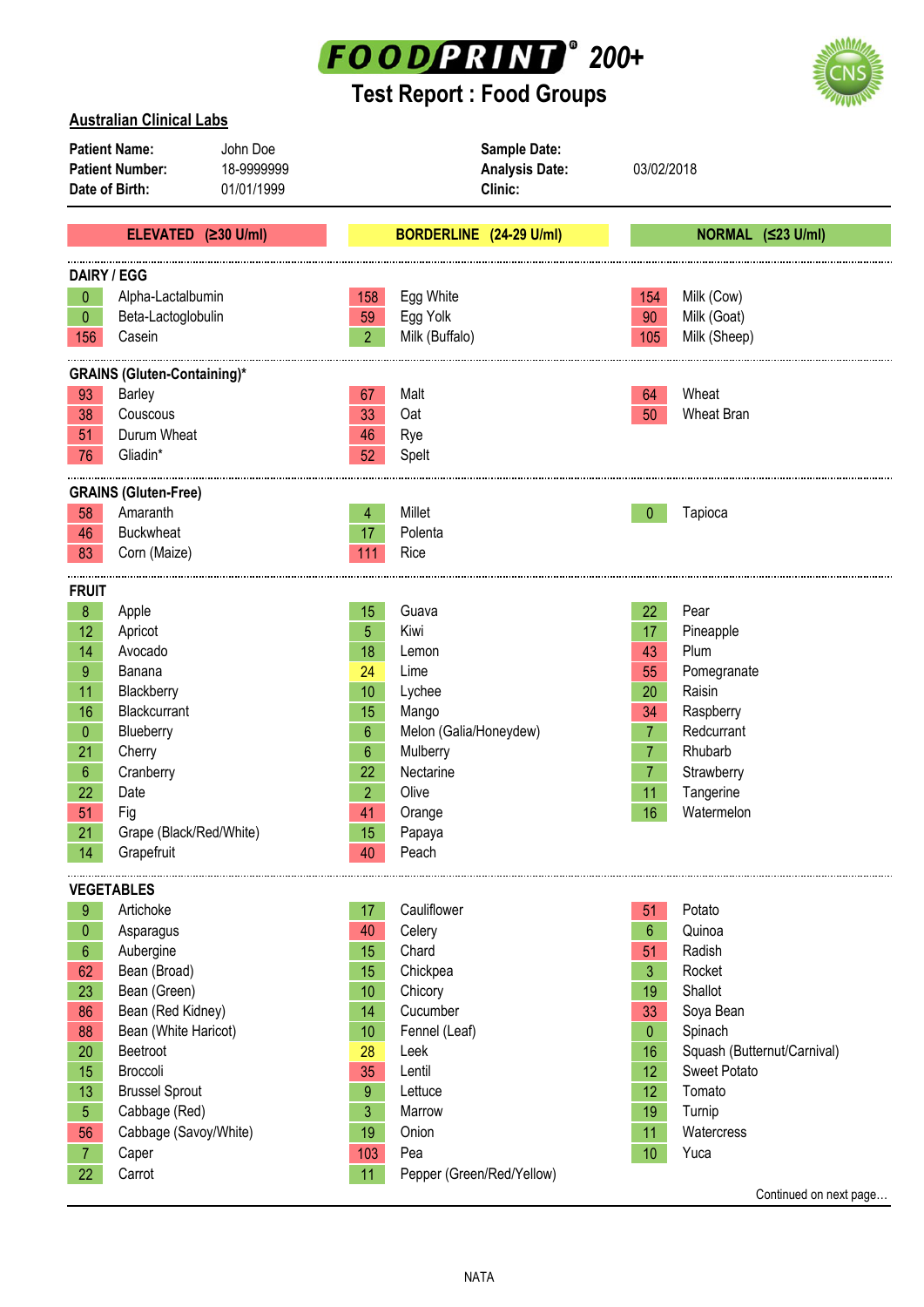# FOODPRINT® 200+

## Test Report : Food Groups

**Australian Clinical Labs**

| | | | |
|---|---|---|---|
| **Patient Name:** | John Doe | **Sample Date:** | |
| **Patient Number:** | 18-9999999 | **Analysis Date:** | 03/02/2018 |
| **Date of Birth:** | 01/01/1999 | **Clinic:** | |

**ELEVATED (≥30 U/ml)** | **BORDERLINE (24-29 U/ml)** | **NORMAL (≤23 U/ml)**

### DAIRY / EGG

| Value | Food | Value | Food | Value | Food |
|---|---|---|---|---|---|
| 0 | Alpha-Lactalbumin | 158 | Egg White | 154 | Milk (Cow) |
| 0 | Beta-Lactoglobulin | 59 | Egg Yolk | 90 | Milk (Goat) |
| 156 | Casein | 2 | Milk (Buffalo) | 105 | Milk (Sheep) |

### GRAINS (Gluten-Containing)*

| Value | Food | Value | Food | Value | Food |
|---|---|---|---|---|---|
| 93 | Barley | 67 | Malt | 64 | Wheat |
| 38 | Couscous | 33 | Oat | 50 | Wheat Bran |
| 51 | Durum Wheat | 46 | Rye | | |
| 76 | Gliadin* | 52 | Spelt | | |

### GRAINS (Gluten-Free)

| Value | Food | Value | Food | Value | Food |
|---|---|---|---|---|---|
| 58 | Amaranth | 4 | Millet | 0 | Tapioca |
| 46 | Buckwheat | 17 | Polenta | | |
| 83 | Corn (Maize) | 111 | Rice | | |

### FRUIT

| Value | Food | Value | Food | Value | Food |
|---|---|---|---|---|---|
| 8 | Apple | 15 | Guava | 22 | Pear |
| 12 | Apricot | 5 | Kiwi | 17 | Pineapple |
| 14 | Avocado | 18 | Lemon | 43 | Plum |
| 9 | Banana | 24 | Lime | 55 | Pomegranate |
| 11 | Blackberry | 10 | Lychee | 20 | Raisin |
| 16 | Blackcurrant | 15 | Mango | 34 | Raspberry |
| 0 | Blueberry | 6 | Melon (Galia/Honeydew) | 7 | Redcurrant |
| 21 | Cherry | 6 | Mulberry | 7 | Rhubarb |
| 6 | Cranberry | 22 | Nectarine | 7 | Strawberry |
| 22 | Date | 2 | Olive | 11 | Tangerine |
| 51 | Fig | 41 | Orange | 16 | Watermelon |
| 21 | Grape (Black/Red/White) | 15 | Papaya | | |
| 14 | Grapefruit | 40 | Peach | | |

### VEGETABLES

| Value | Food | Value | Food | Value | Food |
|---|---|---|---|---|---|
| 9 | Artichoke | 17 | Cauliflower | 51 | Potato |
| 0 | Asparagus | 40 | Celery | 6 | Quinoa |
| 6 | Aubergine | 15 | Chard | 51 | Radish |
| 62 | Bean (Broad) | 15 | Chickpea | 3 | Rocket |
| 23 | Bean (Green) | 10 | Chicory | 19 | Shallot |
| 86 | Bean (Red Kidney) | 14 | Cucumber | 33 | Soya Bean |
| 88 | Bean (White Haricot) | 10 | Fennel (Leaf) | 0 | Spinach |
| 20 | Beetroot | 28 | Leek | 16 | Squash (Butternut/Carnival) |
| 15 | Broccoli | 35 | Lentil | 12 | Sweet Potato |
| 13 | Brussel Sprout | 9 | Lettuce | 12 | Tomato |
| 5 | Cabbage (Red) | 3 | Marrow | 19 | Turnip |
| 56 | Cabbage (Savoy/White) | 19 | Onion | 11 | Watercress |
| 7 | Caper | 103 | Pea | 10 | Yuca |
| 22 | Carrot | 11 | Pepper (Green/Red/Yellow) | | |

Continued on next page…

NATA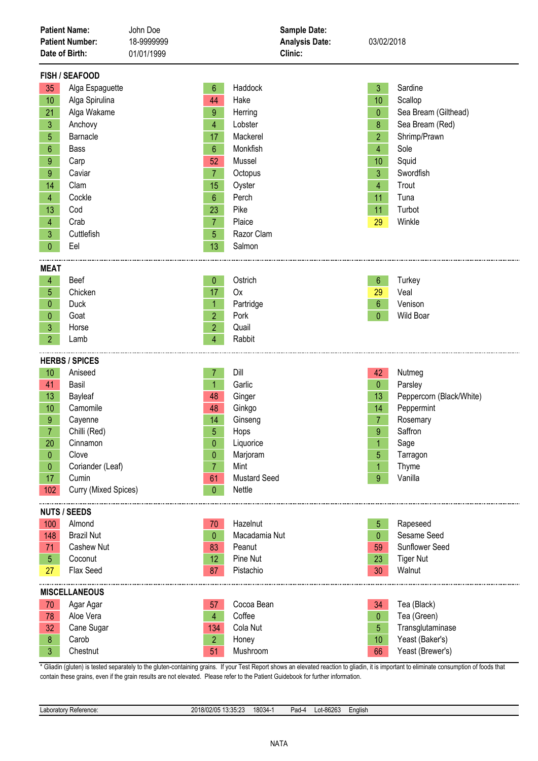**Patient Name:** John Doe
**Patient Number:** 18-9999999
**Date of Birth:** 01/01/1999

**Sample Date:**
**Analysis Date:** 03/02/2018
**Clinic:**

## FISH / SEAFOOD

| Score | Food | Score | Food | Score | Food |
|---|---|---|---|---|---|
| 35 | Alga Espaguette | 6 | Haddock | 3 | Sardine |
| 10 | Alga Spirulina | 44 | Hake | 10 | Scallop |
| 21 | Alga Wakame | 9 | Herring | 0 | Sea Bream (Gilthead) |
| 3 | Anchovy | 4 | Lobster | 8 | Sea Bream (Red) |
| 5 | Barnacle | 17 | Mackerel | 2 | Shrimp/Prawn |
| 6 | Bass | 6 | Monkfish | 4 | Sole |
| 9 | Carp | 52 | Mussel | 10 | Squid |
| 9 | Caviar | 7 | Octopus | 3 | Swordfish |
| 14 | Clam | 15 | Oyster | 4 | Trout |
| 4 | Cockle | 6 | Perch | 11 | Tuna |
| 13 | Cod | 23 | Pike | 11 | Turbot |
| 4 | Crab | 7 | Plaice | 29 | Winkle |
| 3 | Cuttlefish | 5 | Razor Clam | | |
| 0 | Eel | 13 | Salmon | | |

## MEAT

| Score | Food | Score | Food | Score | Food |
|---|---|---|---|---|---|
| 4 | Beef | 0 | Ostrich | 6 | Turkey |
| 5 | Chicken | 17 | Ox | 29 | Veal |
| 0 | Duck | 1 | Partridge | 6 | Venison |
| 0 | Goat | 2 | Pork | 0 | Wild Boar |
| 3 | Horse | 2 | Quail | | |
| 2 | Lamb | 4 | Rabbit | | |

## HERBS / SPICES

| Score | Food | Score | Food | Score | Food |
|---|---|---|---|---|---|
| 10 | Aniseed | 7 | Dill | 42 | Nutmeg |
| 41 | Basil | 1 | Garlic | 0 | Parsley |
| 13 | Bayleaf | 48 | Ginger | 13 | Peppercorn (Black/White) |
| 10 | Camomile | 48 | Ginkgo | 14 | Peppermint |
| 9 | Cayenne | 14 | Ginseng | 7 | Rosemary |
| 7 | Chilli (Red) | 5 | Hops | 9 | Saffron |
| 20 | Cinnamon | 0 | Liquorice | 1 | Sage |
| 0 | Clove | 0 | Marjoram | 5 | Tarragon |
| 0 | Coriander (Leaf) | 7 | Mint | 1 | Thyme |
| 17 | Cumin | 61 | Mustard Seed | 9 | Vanilla |
| 102 | Curry (Mixed Spices) | 0 | Nettle | | |

## NUTS / SEEDS

| Score | Food | Score | Food | Score | Food |
|---|---|---|---|---|---|
| 100 | Almond | 70 | Hazelnut | 5 | Rapeseed |
| 148 | Brazil Nut | 0 | Macadamia Nut | 0 | Sesame Seed |
| 71 | Cashew Nut | 83 | Peanut | 59 | Sunflower Seed |
| 5 | Coconut | 12 | Pine Nut | 23 | Tiger Nut |
| 27 | Flax Seed | 87 | Pistachio | 30 | Walnut |

## MISCELLANEOUS

| Score | Food | Score | Food | Score | Food |
|---|---|---|---|---|---|
| 70 | Agar Agar | 57 | Cocoa Bean | 34 | Tea (Black) |
| 78 | Aloe Vera | 4 | Coffee | 0 | Tea (Green) |
| 32 | Cane Sugar | 134 | Cola Nut | 5 | Transglutaminase |
| 8 | Carob | 2 | Honey | 10 | Yeast (Baker's) |
| 3 | Chestnut | 51 | Mushroom | 66 | Yeast (Brewer's) |

* Gliadin (gluten) is tested separately to the gluten-containing grains. If your Test Report shows an elevated reaction to gliadin, it is important to eliminate consumption of foods that contain these grains, even if the grain results are not elevated. Please refer to the Patient Guidebook for further information.

Laboratory Reference: 2018/02/05 13:35:23 18034-1 Pad-4 Lot-86263 English

NATA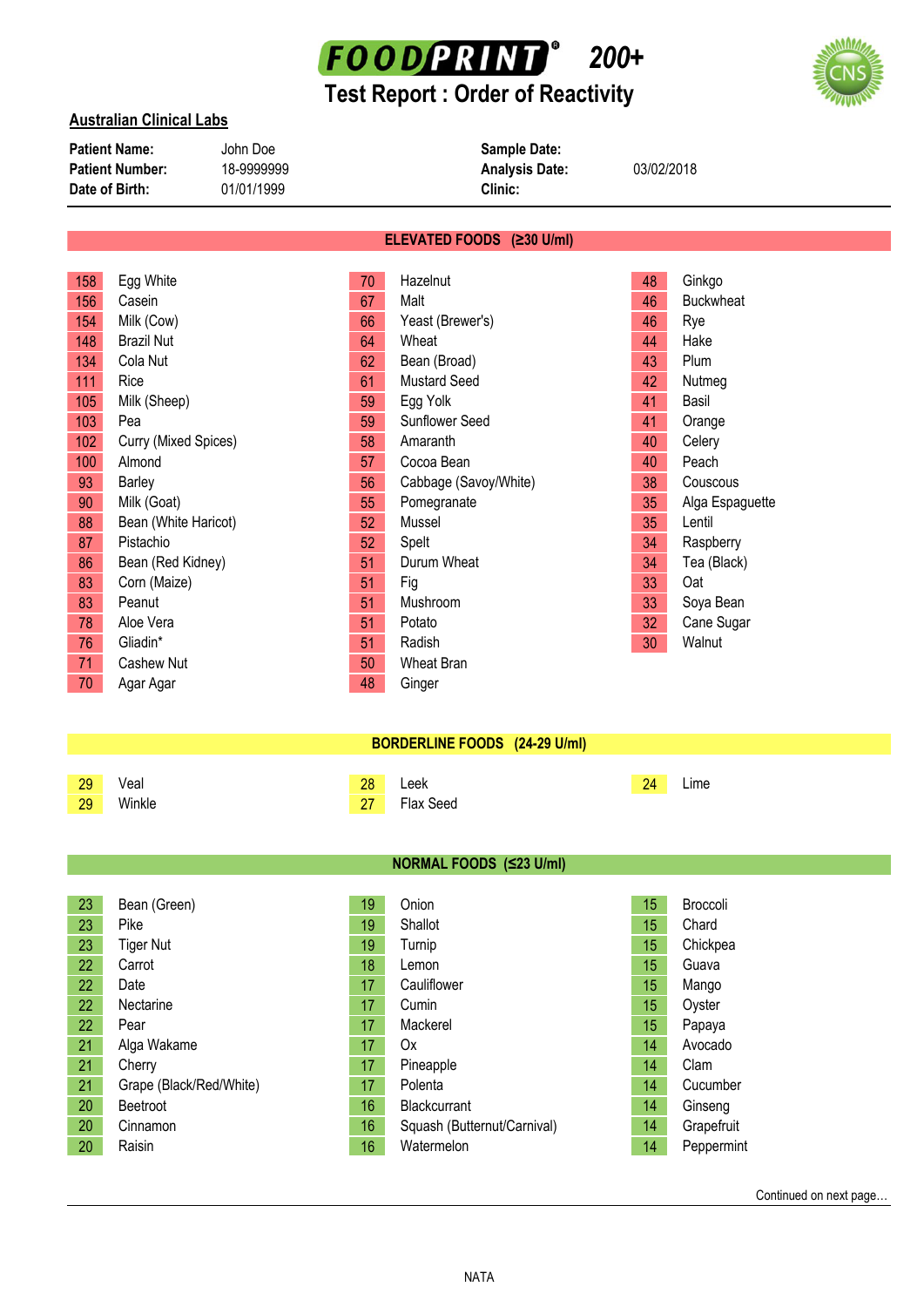# FOODPRINT® 200+

## Test Report : Order of Reactivity

**Australian Clinical Labs**

| | | | |
|---|---|---|---|
| **Patient Name:** | John Doe | **Sample Date:** | |
| **Patient Number:** | 18-9999999 | **Analysis Date:** | 03/02/2018 |
| **Date of Birth:** | 01/01/1999 | **Clinic:** | |

### ELEVATED FOODS (≥30 U/ml)

| | | | | | |
|---|---|---|---|---|---|
| 158 | Egg White | 70 | Hazelnut | 48 | Ginkgo |
| 156 | Casein | 67 | Malt | 46 | Buckwheat |
| 154 | Milk (Cow) | 66 | Yeast (Brewer's) | 46 | Rye |
| 148 | Brazil Nut | 64 | Wheat | 44 | Hake |
| 134 | Cola Nut | 62 | Bean (Broad) | 43 | Plum |
| 111 | Rice | 61 | Mustard Seed | 42 | Nutmeg |
| 105 | Milk (Sheep) | 59 | Egg Yolk | 41 | Basil |
| 103 | Pea | 59 | Sunflower Seed | 41 | Orange |
| 102 | Curry (Mixed Spices) | 58 | Amaranth | 40 | Celery |
| 100 | Almond | 57 | Cocoa Bean | 40 | Peach |
| 93 | Barley | 56 | Cabbage (Savoy/White) | 38 | Couscous |
| 90 | Milk (Goat) | 55 | Pomegranate | 35 | Alga Espaguette |
| 88 | Bean (White Haricot) | 52 | Mussel | 35 | Lentil |
| 87 | Pistachio | 52 | Spelt | 34 | Raspberry |
| 86 | Bean (Red Kidney) | 51 | Durum Wheat | 34 | Tea (Black) |
| 83 | Corn (Maize) | 51 | Fig | 33 | Oat |
| 83 | Peanut | 51 | Mushroom | 33 | Soya Bean |
| 78 | Aloe Vera | 51 | Potato | 32 | Cane Sugar |
| 76 | Gliadin* | 51 | Radish | 30 | Walnut |
| 71 | Cashew Nut | 50 | Wheat Bran | | |
| 70 | Agar Agar | 48 | Ginger | | |

### BORDERLINE FOODS (24-29 U/ml)

| | | | | | |
|---|---|---|---|---|---|
| 29 | Veal | 28 | Leek | 24 | Lime |
| 29 | Winkle | 27 | Flax Seed | | |

### NORMAL FOODS (≤23 U/ml)

| | | | | | |
|---|---|---|---|---|---|
| 23 | Bean (Green) | 19 | Onion | 15 | Broccoli |
| 23 | Pike | 19 | Shallot | 15 | Chard |
| 23 | Tiger Nut | 19 | Turnip | 15 | Chickpea |
| 22 | Carrot | 18 | Lemon | 15 | Guava |
| 22 | Date | 17 | Cauliflower | 15 | Mango |
| 22 | Nectarine | 17 | Cumin | 15 | Oyster |
| 22 | Pear | 17 | Mackerel | 15 | Papaya |
| 21 | Alga Wakame | 17 | Ox | 14 | Avocado |
| 21 | Cherry | 17 | Pineapple | 14 | Clam |
| 21 | Grape (Black/Red/White) | 17 | Polenta | 14 | Cucumber |
| 20 | Beetroot | 16 | Blackcurrant | 14 | Ginseng |
| 20 | Cinnamon | 16 | Squash (Butternut/Carnival) | 14 | Grapefruit |
| 20 | Raisin | 16 | Watermelon | 14 | Peppermint |

Continued on next page…

NATA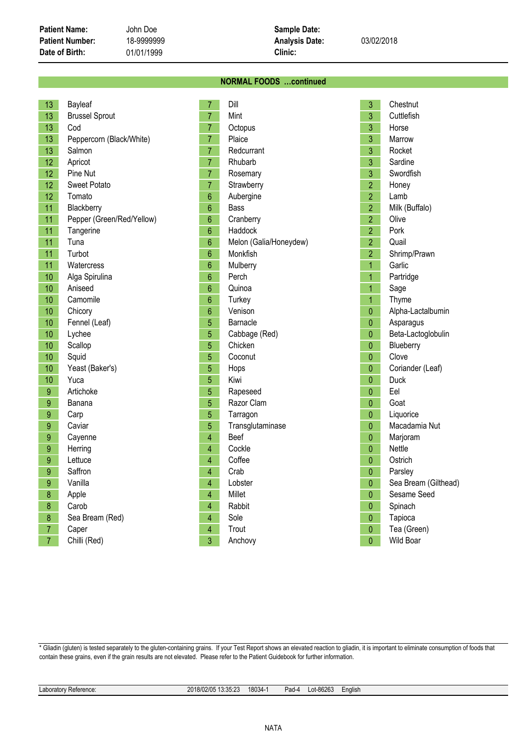| | | | |
|---|---|---|---|
| **Patient Name:** | John Doe | **Sample Date:** | |
| **Patient Number:** | 18-9999999 | **Analysis Date:** | 03/02/2018 |
| **Date of Birth:** | 01/01/1999 | **Clinic:** | |

## NORMAL FOODS ...continued

| | | | | | |
|---|---|---|---|---|---|
| 13 | Bayleaf | 7 | Dill | 3 | Chestnut |
| 13 | Brussel Sprout | 7 | Mint | 3 | Cuttlefish |
| 13 | Cod | 7 | Octopus | 3 | Horse |
| 13 | Peppercorn (Black/White) | 7 | Plaice | 3 | Marrow |
| 13 | Salmon | 7 | Redcurrant | 3 | Rocket |
| 12 | Apricot | 7 | Rhubarb | 3 | Sardine |
| 12 | Pine Nut | 7 | Rosemary | 3 | Swordfish |
| 12 | Sweet Potato | 7 | Strawberry | 2 | Honey |
| 12 | Tomato | 6 | Aubergine | 2 | Lamb |
| 11 | Blackberry | 6 | Bass | 2 | Milk (Buffalo) |
| 11 | Pepper (Green/Red/Yellow) | 6 | Cranberry | 2 | Olive |
| 11 | Tangerine | 6 | Haddock | 2 | Pork |
| 11 | Tuna | 6 | Melon (Galia/Honeydew) | 2 | Quail |
| 11 | Turbot | 6 | Monkfish | 2 | Shrimp/Prawn |
| 11 | Watercress | 6 | Mulberry | 1 | Garlic |
| 10 | Alga Spirulina | 6 | Perch | 1 | Partridge |
| 10 | Aniseed | 6 | Quinoa | 1 | Sage |
| 10 | Camomile | 6 | Turkey | 1 | Thyme |
| 10 | Chicory | 6 | Venison | 0 | Alpha-Lactalbumin |
| 10 | Fennel (Leaf) | 5 | Barnacle | 0 | Asparagus |
| 10 | Lychee | 5 | Cabbage (Red) | 0 | Beta-Lactoglobulin |
| 10 | Scallop | 5 | Chicken | 0 | Blueberry |
| 10 | Squid | 5 | Coconut | 0 | Clove |
| 10 | Yeast (Baker's) | 5 | Hops | 0 | Coriander (Leaf) |
| 10 | Yuca | 5 | Kiwi | 0 | Duck |
| 9 | Artichoke | 5 | Rapeseed | 0 | Eel |
| 9 | Banana | 5 | Razor Clam | 0 | Goat |
| 9 | Carp | 5 | Tarragon | 0 | Liquorice |
| 9 | Caviar | 5 | Transglutaminase | 0 | Macadamia Nut |
| 9 | Cayenne | 4 | Beef | 0 | Marjoram |
| 9 | Herring | 4 | Cockle | 0 | Nettle |
| 9 | Lettuce | 4 | Coffee | 0 | Ostrich |
| 9 | Saffron | 4 | Crab | 0 | Parsley |
| 9 | Vanilla | 4 | Lobster | 0 | Sea Bream (Gilthead) |
| 8 | Apple | 4 | Millet | 0 | Sesame Seed |
| 8 | Carob | 4 | Rabbit | 0 | Spinach |
| 8 | Sea Bream (Red) | 4 | Sole | 0 | Tapioca |
| 7 | Caper | 4 | Trout | 0 | Tea (Green) |
| 7 | Chilli (Red) | 3 | Anchovy | 0 | Wild Boar |

* Gliadin (gluten) is tested separately to the gluten-containing grains. If your Test Report shows an elevated reaction to gliadin, it is important to eliminate consumption of foods that contain these grains, even if the grain results are not elevated. Please refer to the Patient Guidebook for further information.

Laboratory Reference: 2018/02/05 13:35:23 18034-1 Pad-4 Lot-86263 English

NATA